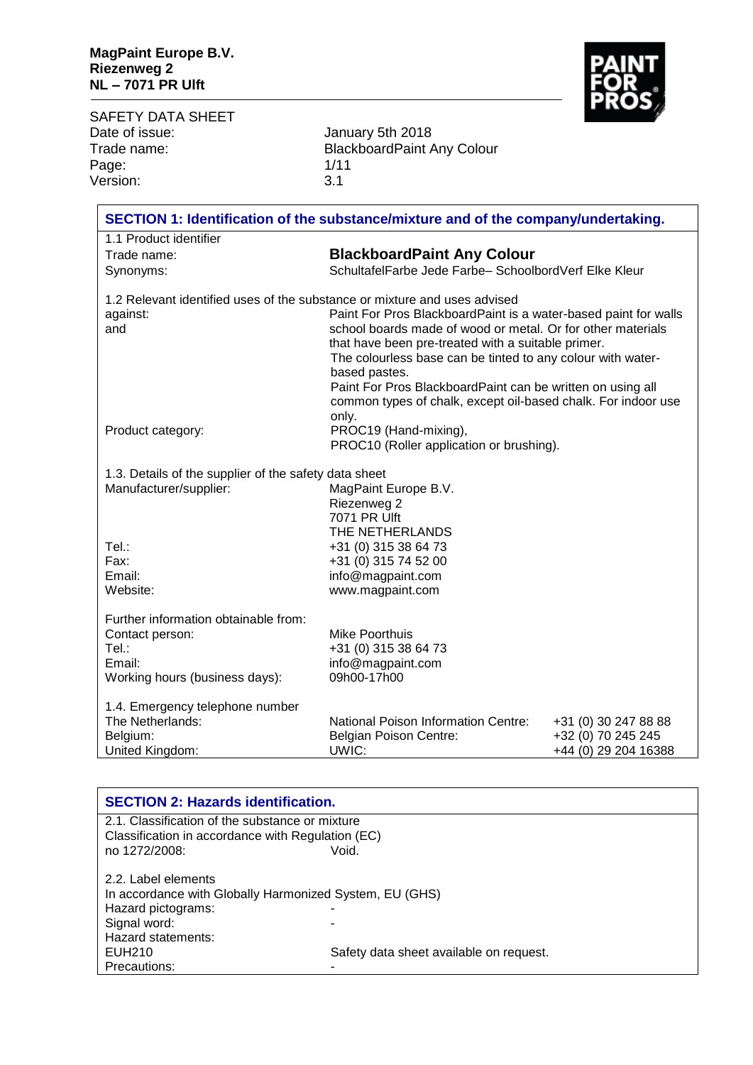**MagPaint Europe B.V.**
**Riezenweg 2**
**NL – 7071 PR Ulft**

SAFETY DATA SHEET

| | |
|---|---|
| Date of issue: | January 5th 2018 |
| Trade name: | BlackboardPaint Any Colour |
| Page: | 1/11 |
| Version: | 3.1 |

## SECTION 1: Identification of the substance/mixture and of the company/undertaking.

1.1 Product identifier

| | |
|---|---|
| Trade name: | **BlackboardPaint Any Colour** |
| Synonyms: | SchultafelFarbe Jede Farbe– SchoolbordVerf Elke Kleur |

1.2 Relevant identified uses of the substance or mixture and uses advised against: and

Paint For Pros BlackboardPaint is a water-based paint for walls school boards made of wood or metal. Or for other materials that have been pre-treated with a suitable primer.
The colourless base can be tinted to any colour with water-based pastes.
Paint For Pros BlackboardPaint can be written on using all common types of chalk, except oil-based chalk. For indoor use only.

Product category: PROC19 (Hand-mixing), PROC10 (Roller application or brushing).

1.3. Details of the supplier of the safety data sheet

| | |
|---|---|
| Manufacturer/supplier: | MagPaint Europe B.V.<br>Riezenweg 2<br>7071 PR Ulft<br>THE NETHERLANDS |
| Tel.: | +31 (0) 315 38 64 73 |
| Fax: | +31 (0) 315 74 52 00 |
| Email: | info@magpaint.com |
| Website: | www.magpaint.com |

Further information obtainable from:

| | |
|---|---|
| Contact person: | Mike Poorthuis |
| Tel.: | +31 (0) 315 38 64 73 |
| Email: | info@magpaint.com |
| Working hours (business days): | 09h00-17h00 |

1.4. Emergency telephone number

| | | |
|---|---|---|
| The Netherlands: | National Poison Information Centre: | +31 (0) 30 247 88 88 |
| Belgium: | Belgian Poison Centre: | +32 (0) 70 245 245 |
| United Kingdom: | UWIC: | +44 (0) 29 204 16388 |

## SECTION 2: Hazards identification.

2.1. Classification of the substance or mixture
Classification in accordance with Regulation (EC) no 1272/2008: Void.

2.2. Label elements
In accordance with Globally Harmonized System, EU (GHS)

| | |
|---|---|
| Hazard pictograms: | - |
| Signal word: | - |
| Hazard statements: | |
| EUH210 | Safety data sheet available on request. |
| Precautions: | - |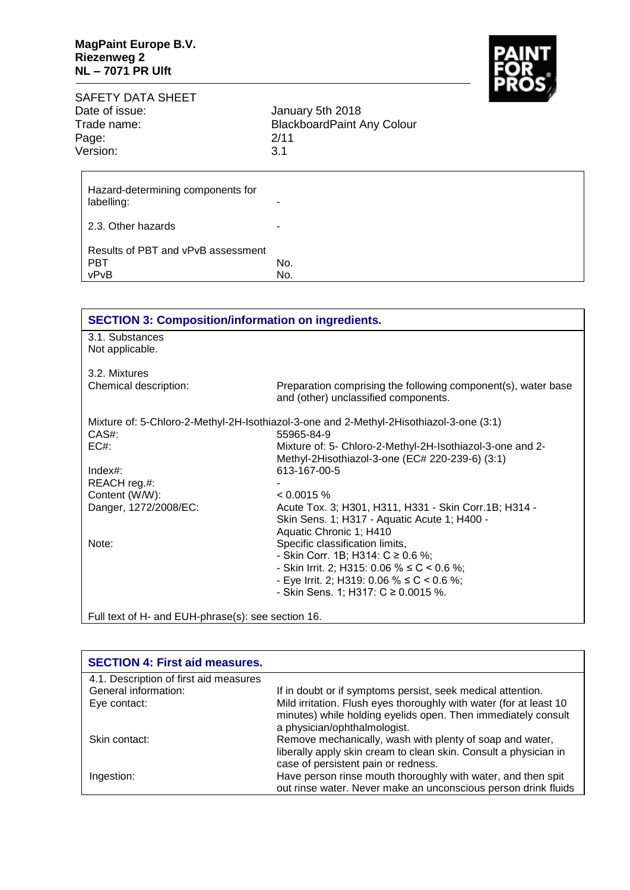| | |
|---|---|
| Hazard-determining components for labelling: | - |
| 2.3. Other hazards | - |
| Results of PBT and vPvB assessment | |
| PBT | No. |
| vPvB | No. |

## SECTION 3: Composition/information on ingredients.

3.1. Substances
Not applicable.

3.2. Mixtures

| | |
|---|---|
| Chemical description: | Preparation comprising the following component(s), water base and (other) unclassified components. |

Mixture of: 5-Chloro-2-Methyl-2H-Isothiazol-3-one and 2-Methyl-2Hisothiazol-3-one (3:1)

| | |
|---|---|
| CAS#: | 55965-84-9 |
| EC#: | Mixture of: 5- Chloro-2-Methyl-2H-Isothiazol-3-one and 2-Methyl-2Hisothiazol-3-one (EC# 220-239-6) (3:1) |
| Index#: | 613-167-00-5 |
| REACH reg.#: | - |
| Content (W/W): | < 0.0015 % |
| Danger, 1272/2008/EC: | Acute Tox. 3; H301, H311, H331 - Skin Corr.1B; H314 - Skin Sens. 1; H317 - Aquatic Acute 1; H400 - Aquatic Chronic 1; H410 |
| Note: | Specific classification limits,<br>- Skin Corr. 1B; H314: C ≥ 0.6 %;<br>- Skin Irrit. 2; H315: 0.06 % ≤ C < 0.6 %;<br>- Eye Irrit. 2; H319: 0.06 % ≤ C < 0.6 %;<br>- Skin Sens. 1; H317: C ≥ 0.0015 %. |

Full text of H- and EUH-phrase(s): see section 16.

## SECTION 4: First aid measures.

4.1. Description of first aid measures

| | |
|---|---|
| General information: | If in doubt or if symptoms persist, seek medical attention. |
| Eye contact: | Mild irritation. Flush eyes thoroughly with water (for at least 10 minutes) while holding eyelids open. Then immediately consult a physician/ophthalmologist. |
| Skin contact: | Remove mechanically, wash with plenty of soap and water, liberally apply skin cream to clean skin. Consult a physician in case of persistent pain or redness. |
| Ingestion: | Have person rinse mouth thoroughly with water, and then spit out rinse water. Never make an unconscious person drink fluids |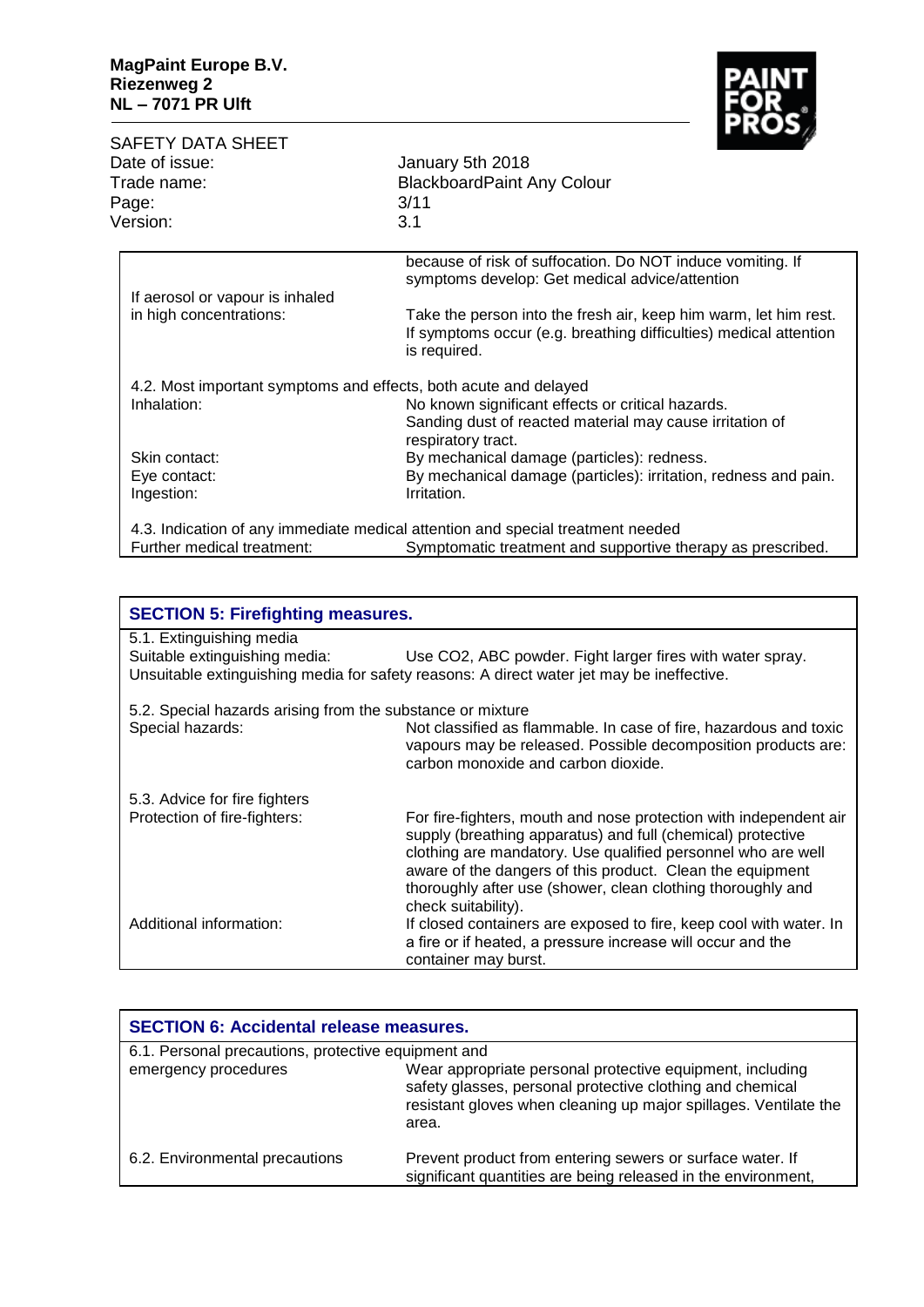| | |
|---|---|
| | because of risk of suffocation. Do NOT induce vomiting. If symptoms develop: Get medical advice/attention |
| If aerosol or vapour is inhaled in high concentrations: | Take the person into the fresh air, keep him warm, let him rest. If symptoms occur (e.g. breathing difficulties) medical attention is required. |

4.2. Most important symptoms and effects, both acute and delayed

| | |
|---|---|
| Inhalation: | No known significant effects or critical hazards. Sanding dust of reacted material may cause irritation of respiratory tract. |
| Skin contact: | By mechanical damage (particles): redness. |
| Eye contact: | By mechanical damage (particles): irritation, redness and pain. |
| Ingestion: | Irritation. |

4.3. Indication of any immediate medical attention and special treatment needed

| | |
|---|---|
| Further medical treatment: | Symptomatic treatment and supportive therapy as prescribed. |

## SECTION 5: Firefighting measures.

5.1. Extinguishing media

| | |
|---|---|
| Suitable extinguishing media: | Use $CO_2$, ABC powder. Fight larger fires with water spray. |

Unsuitable extinguishing media for safety reasons: A direct water jet may be ineffective.

5.2. Special hazards arising from the substance or mixture

| | |
|---|---|
| Special hazards: | Not classified as flammable. In case of fire, hazardous and toxic vapours may be released. Possible decomposition products are: carbon monoxide and carbon dioxide. |

5.3. Advice for fire fighters

| | |
|---|---|
| Protection of fire-fighters: | For fire-fighters, mouth and nose protection with independent air supply (breathing apparatus) and full (chemical) protective clothing are mandatory. Use qualified personnel who are well aware of the dangers of this product. Clean the equipment thoroughly after use (shower, clean clothing thoroughly and check suitability). |
| Additional information: | If closed containers are exposed to fire, keep cool with water. In a fire or if heated, a pressure increase will occur and the container may burst. |

## SECTION 6: Accidental release measures.

| | |
|---|---|
| 6.1. Personal precautions, protective equipment and emergency procedures | Wear appropriate personal protective equipment, including safety glasses, personal protective clothing and chemical resistant gloves when cleaning up major spillages. Ventilate the area. |
| 6.2. Environmental precautions | Prevent product from entering sewers or surface water. If significant quantities are being released in the environment, |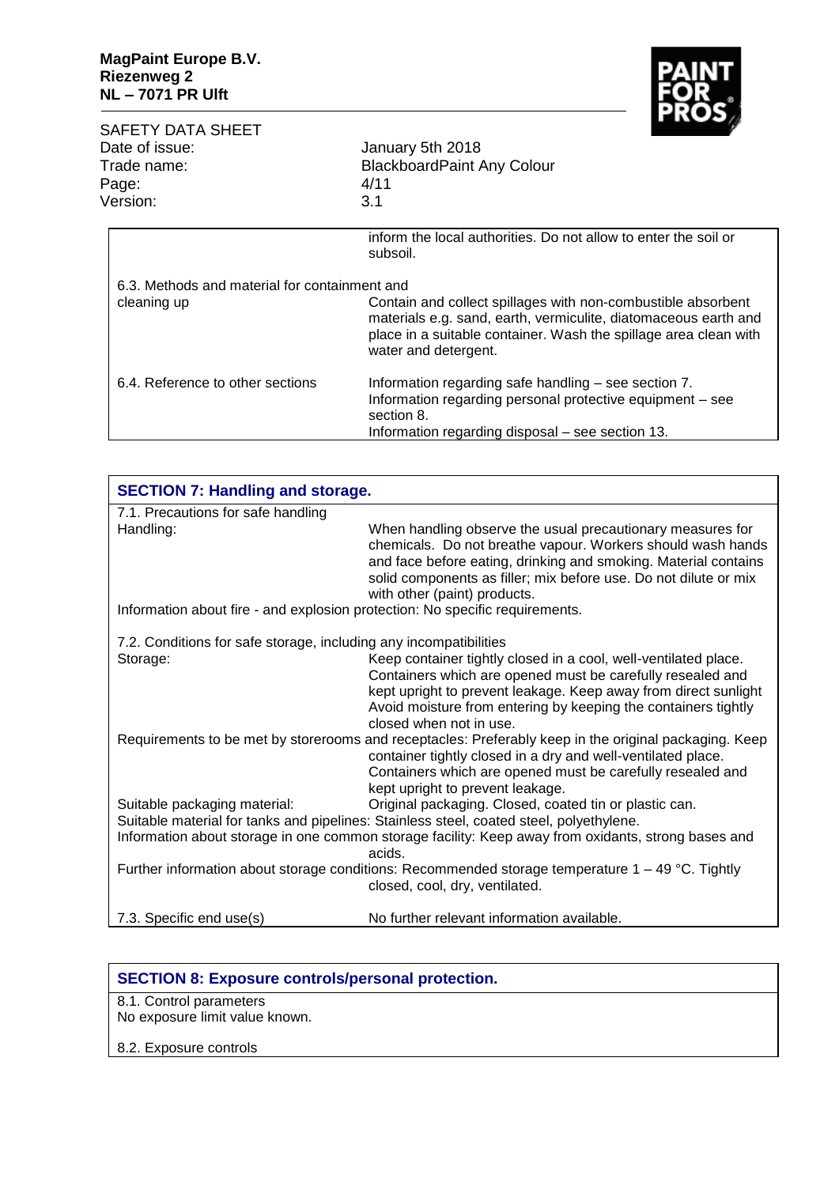| | |
|---|---|
| | inform the local authorities. Do not allow to enter the soil or subsoil. |
| 6.3. Methods and material for containment and cleaning up | Contain and collect spillages with non-combustible absorbent materials e.g. sand, earth, vermiculite, diatomaceous earth and place in a suitable container. Wash the spillage area clean with water and detergent. |
| 6.4. Reference to other sections | Information regarding safe handling – see section 7.<br>Information regarding personal protective equipment – see section 8.<br>Information regarding disposal – see section 13. |

## SECTION 7: Handling and storage.

7.1. Precautions for safe handling

| | |
|---|---|
| Handling: | When handling observe the usual precautionary measures for chemicals. Do not breathe vapour. Workers should wash hands and face before eating, drinking and smoking. Material contains solid components as filler; mix before use. Do not dilute or mix with other (paint) products. |

Information about fire - and explosion protection: No specific requirements.

7.2. Conditions for safe storage, including any incompatibilities

| | |
|---|---|
| Storage: | Keep container tightly closed in a cool, well-ventilated place. Containers which are opened must be carefully resealed and kept upright to prevent leakage. Keep away from direct sunlight Avoid moisture from entering by keeping the containers tightly closed when not in use. |

Requirements to be met by storerooms and receptacles: Preferably keep in the original packaging. Keep container tightly closed in a dry and well-ventilated place. Containers which are opened must be carefully resealed and kept upright to prevent leakage.

| | |
|---|---|
| Suitable packaging material: | Original packaging. Closed, coated tin or plastic can. |

Suitable material for tanks and pipelines: Stainless steel, coated steel, polyethylene.

Information about storage in one common storage facility: Keep away from oxidants, strong bases and acids.

Further information about storage conditions: Recommended storage temperature 1 – 49 °C. Tightly closed, cool, dry, ventilated.

| | |
|---|---|
| 7.3. Specific end use(s) | No further relevant information available. |

## SECTION 8: Exposure controls/personal protection.

8.1. Control parameters

No exposure limit value known.

8.2. Exposure controls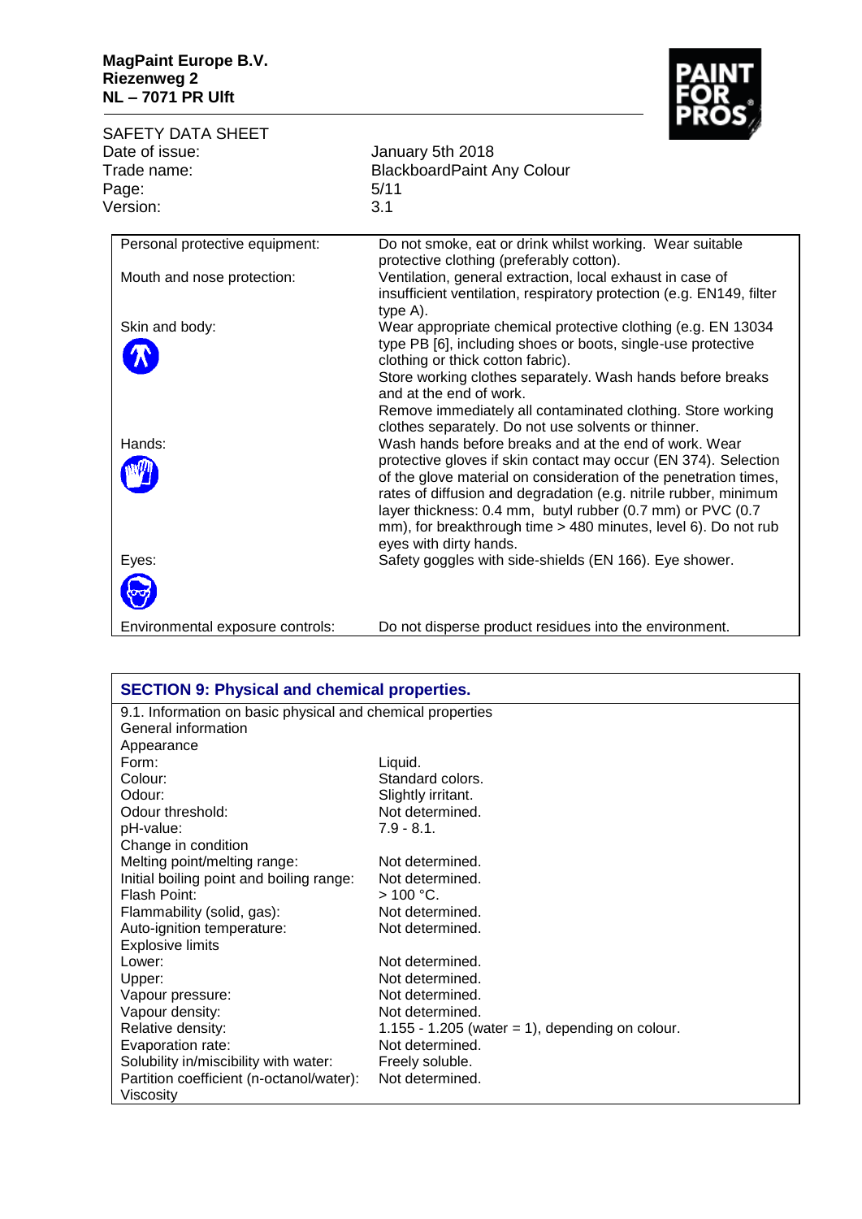| | |
|---|---|
| Personal protective equipment: | Do not smoke, eat or drink whilst working. Wear suitable protective clothing (preferably cotton). |
| Mouth and nose protection: | Ventilation, general extraction, local exhaust in case of insufficient ventilation, respiratory protection (e.g. EN149, filter type A). |
| Skin and body: | Wear appropriate chemical protective clothing (e.g. EN 13034 type PB [6], including shoes or boots, single-use protective clothing or thick cotton fabric).<br>Store working clothes separately. Wash hands before breaks and at the end of work.<br>Remove immediately all contaminated clothing. Store working clothes separately. Do not use solvents or thinner. |
| Hands: | Wash hands before breaks and at the end of work. Wear protective gloves if skin contact may occur (EN 374). Selection of the glove material on consideration of the penetration times, rates of diffusion and degradation (e.g. nitrile rubber, minimum layer thickness: 0.4 mm, butyl rubber (0.7 mm) or PVC (0.7 mm), for breakthrough time > 480 minutes, level 6). Do not rub eyes with dirty hands. |
| Eyes: | Safety goggles with side-shields (EN 166). Eye shower. |
| Environmental exposure controls: | Do not disperse product residues into the environment. |

## SECTION 9: Physical and chemical properties.

9.1. Information on basic physical and chemical properties

General information

Appearance

| | |
|---|---|
| Form: | Liquid. |
| Colour: | Standard colors. |
| Odour: | Slightly irritant. |
| Odour threshold: | Not determined. |
| pH-value: | 7.9 - 8.1. |
| Change in condition | |
| Melting point/melting range: | Not determined. |
| Initial boiling point and boiling range: | Not determined. |
| Flash Point: | > 100 °C. |
| Flammability (solid, gas): | Not determined. |
| Auto-ignition temperature: | Not determined. |
| Explosive limits | |
| Lower: | Not determined. |
| Upper: | Not determined. |
| Vapour pressure: | Not determined. |
| Vapour density: | Not determined. |
| Relative density: | 1.155 - 1.205 (water = 1), depending on colour. |
| Evaporation rate: | Not determined. |
| Solubility in/miscibility with water: | Freely soluble. |
| Partition coefficient (n-octanol/water): | Not determined. |
| Viscosity | |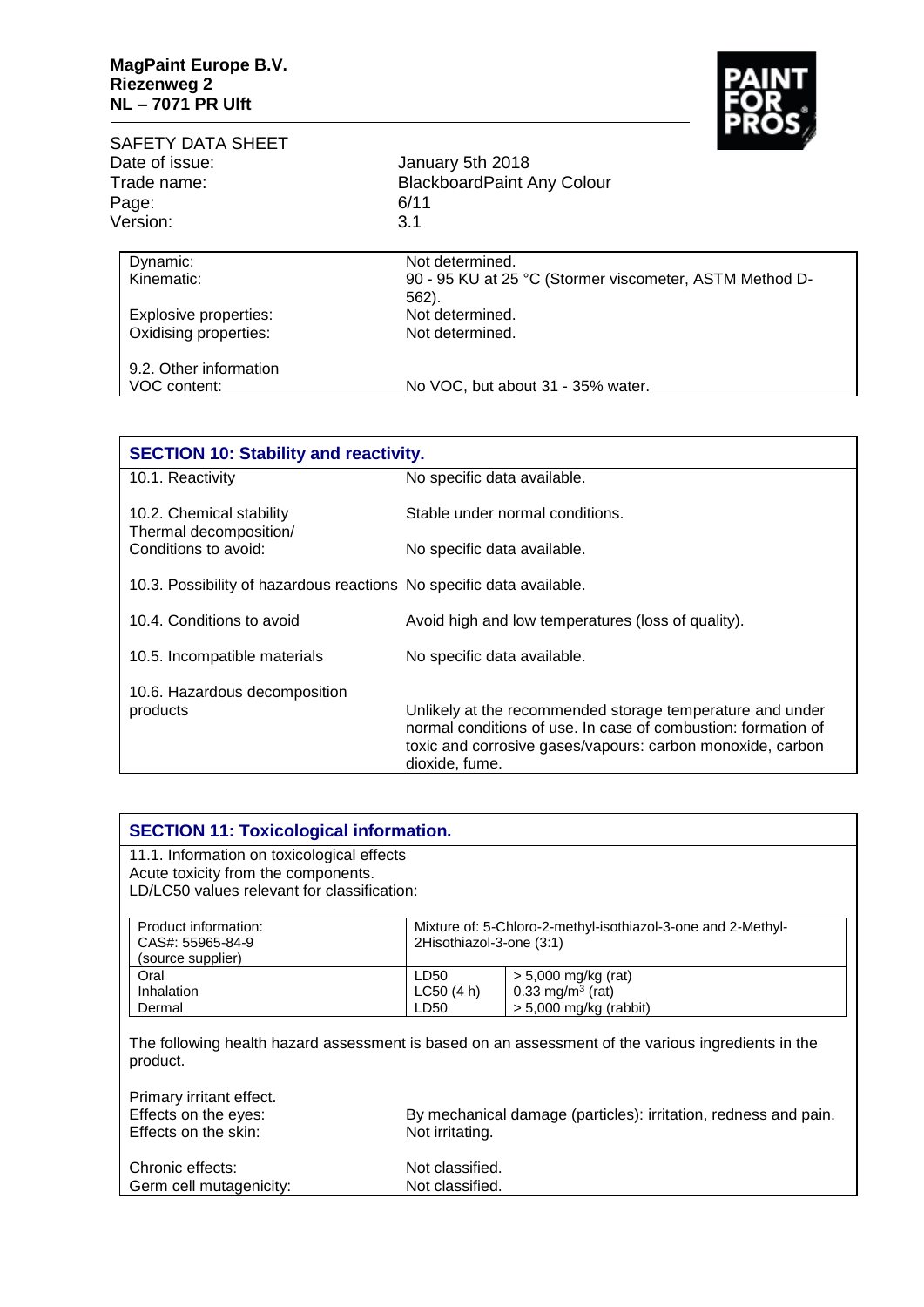| | |
|---|---|
| Dynamic: | Not determined. |
| Kinematic: | 90 - 95 KU at 25 °C (Stormer viscometer, ASTM Method D-562). |
| Explosive properties: | Not determined. |
| Oxidising properties: | Not determined. |
| 9.2. Other information | |
| VOC content: | No VOC, but about 31 - 35% water. |

## SECTION 10: Stability and reactivity.

| | |
|---|---|
| 10.1. Reactivity | No specific data available. |
| 10.2. Chemical stability | Stable under normal conditions. |
| Thermal decomposition/ Conditions to avoid: | No specific data available. |
| 10.3. Possibility of hazardous reactions | No specific data available. |
| 10.4. Conditions to avoid | Avoid high and low temperatures (loss of quality). |
| 10.5. Incompatible materials | No specific data available. |
| 10.6. Hazardous decomposition products | Unlikely at the recommended storage temperature and under normal conditions of use. In case of combustion: formation of toxic and corrosive gases/vapours: carbon monoxide, carbon dioxide, fume. |

## SECTION 11: Toxicological information.

11.1. Information on toxicological effects
Acute toxicity from the components.
LD/LC50 values relevant for classification:

| Product information: CAS#: 55965-84-9 (source supplier) | Mixture of: 5-Chloro-2-methyl-isothiazol-3-one and 2-Methyl-2Hisothiazol-3-one (3:1) | |
|---|---|---|
| Oral | LD50 | > 5,000 mg/kg (rat) |
| Inhalation | LC50 (4 h) | 0.33 mg/m$^3$ (rat) |
| Dermal | LD50 | > 5,000 mg/kg (rabbit) |

The following health hazard assessment is based on an assessment of the various ingredients in the product.

| | |
|---|---|
| Primary irritant effect. | |
| Effects on the eyes: | By mechanical damage (particles): irritation, redness and pain. |
| Effects on the skin: | Not irritating. |
| Chronic effects: | Not classified. |
| Germ cell mutagenicity: | Not classified. |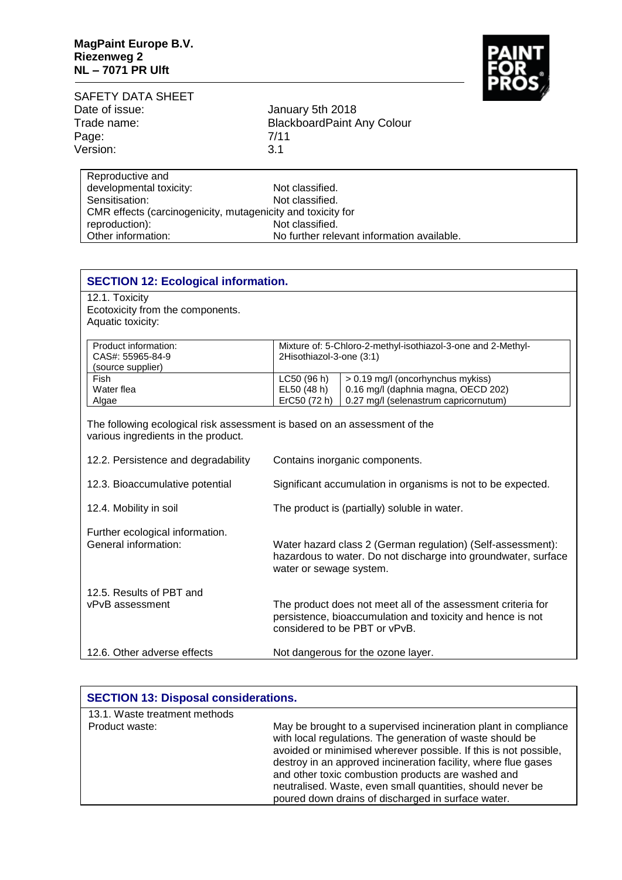| | |
|---|---|
| Reproductive and developmental toxicity: | Not classified. |
| Sensitisation: | Not classified. |
| CMR effects (carcinogenicity, mutagenicity and toxicity for reproduction): | Not classified. |
| Other information: | No further relevant information available. |

## SECTION 12: Ecological information.

12.1. Toxicity
Ecotoxicity from the components.
Aquatic toxicity:

| Product information: CAS#: 55965-84-9 (source supplier) | Mixture of: 5-Chloro-2-methyl-isothiazol-3-one and 2-Methyl-2Hisothiazol-3-one (3:1) | |
|---|---|---|
| Fish | LC50 (96 h) | > 0.19 mg/l (oncorhynchus mykiss) |
| Water flea | EL50 (48 h) | 0.16 mg/l (daphnia magna, OECD 202) |
| Algae | ErC50 (72 h) | 0.27 mg/l (selenastrum capricornutum) |

The following ecological risk assessment is based on an assessment of the various ingredients in the product.

| | |
|---|---|
| 12.2. Persistence and degradability | Contains inorganic components. |
| 12.3. Bioaccumulative potential | Significant accumulation in organisms is not to be expected. |
| 12.4. Mobility in soil | The product is (partially) soluble in water. |
| Further ecological information. General information: | Water hazard class 2 (German regulation) (Self-assessment): hazardous to water. Do not discharge into groundwater, surface water or sewage system. |
| 12.5. Results of PBT and vPvB assessment | The product does not meet all of the assessment criteria for persistence, bioaccumulation and toxicity and hence is not considered to be PBT or vPvB. |
| 12.6. Other adverse effects | Not dangerous for the ozone layer. |

## SECTION 13: Disposal considerations.

| | |
|---|---|
| 13.1. Waste treatment methods | |
| Product waste: | May be brought to a supervised incineration plant in compliance with local regulations. The generation of waste should be avoided or minimised wherever possible. If this is not possible, destroy in an approved incineration facility, where flue gases and other toxic combustion products are washed and neutralised. Waste, even small quantities, should never be poured down drains of discharged in surface water. |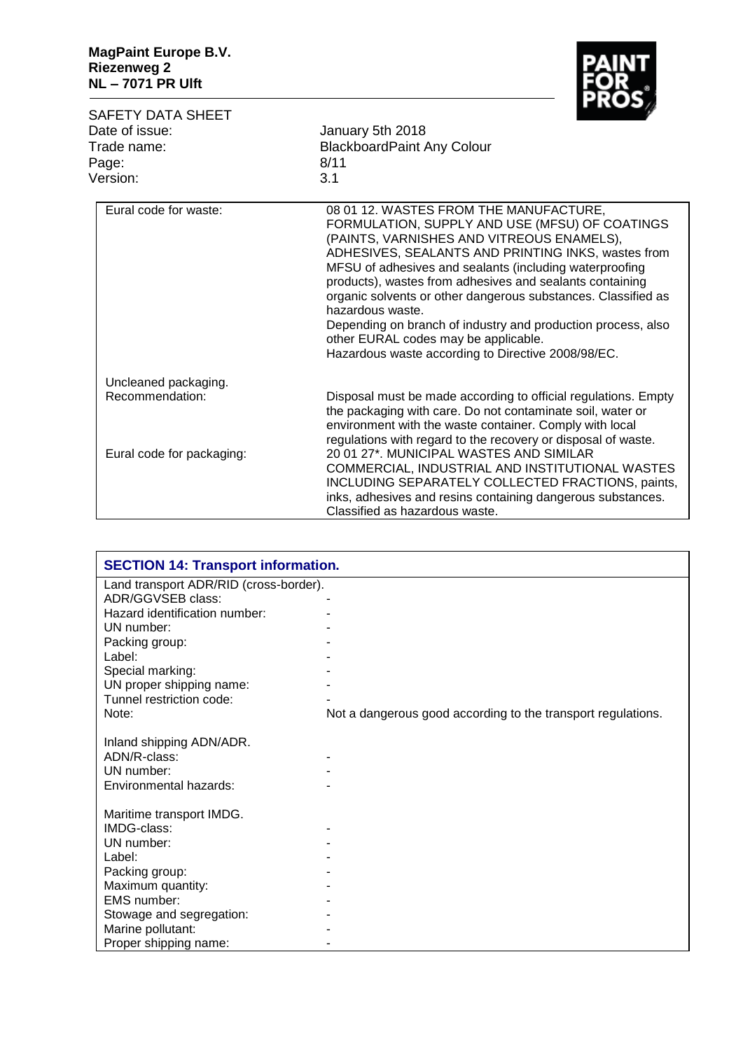| | |
|---|---|
| Eural code for waste: | 08 01 12. WASTES FROM THE MANUFACTURE, FORMULATION, SUPPLY AND USE (MFSU) OF COATINGS (PAINTS, VARNISHES AND VITREOUS ENAMELS), ADHESIVES, SEALANTS AND PRINTING INKS, wastes from MFSU of adhesives and sealants (including waterproofing products), wastes from adhesives and sealants containing organic solvents or other dangerous substances. Classified as hazardous waste.<br>Depending on branch of industry and production process, also other EURAL codes may be applicable.<br>Hazardous waste according to Directive 2008/98/EC. |
| Uncleaned packaging.<br>Recommendation: | Disposal must be made according to official regulations. Empty the packaging with care. Do not contaminate soil, water or environment with the waste container. Comply with local regulations with regard to the recovery or disposal of waste. |
| Eural code for packaging: | 20 01 27*. MUNICIPAL WASTES AND SIMILAR COMMERCIAL, INDUSTRIAL AND INSTITUTIONAL WASTES INCLUDING SEPARATELY COLLECTED FRACTIONS, paints, inks, adhesives and resins containing dangerous substances. Classified as hazardous waste. |

## SECTION 14: Transport information.

| | |
|---|---|
| **Land transport ADR/RID (cross-border).** | |
| ADR/GGVSEB class: | - |
| Hazard identification number: | - |
| UN number: | - |
| Packing group: | - |
| Label: | - |
| Special marking: | - |
| UN proper shipping name: | - |
| Tunnel restriction code: | - |
| Note: | Not a dangerous good according to the transport regulations. |
| **Inland shipping ADN/ADR.** | |
| ADN/R-class: | - |
| UN number: | - |
| Environmental hazards: | - |
| **Maritime transport IMDG.** | |
| IMDG-class: | - |
| UN number: | - |
| Label: | - |
| Packing group: | - |
| Maximum quantity: | - |
| EMS number: | - |
| Stowage and segregation: | - |
| Marine pollutant: | - |
| Proper shipping name: | - |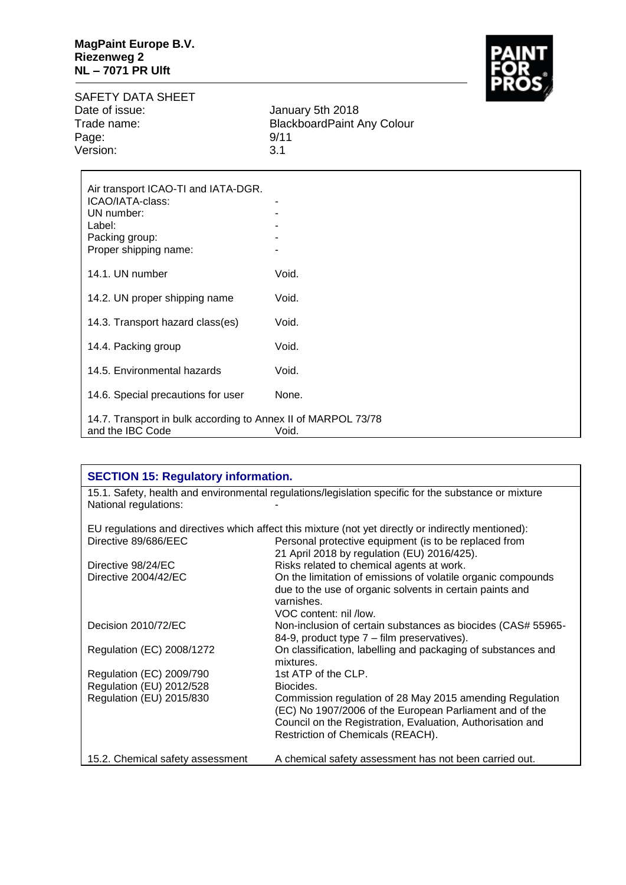| | |
|---|---|
| Air transport ICAO-TI and IATA-DGR. | |
| ICAO/IATA-class: | - |
| UN number: | - |
| Label: | - |
| Packing group: | - |
| Proper shipping name: | - |
| 14.1. UN number | Void. |
| 14.2. UN proper shipping name | Void. |
| 14.3. Transport hazard class(es) | Void. |
| 14.4. Packing group | Void. |
| 14.5. Environmental hazards | Void. |
| 14.6. Special precautions for user | None. |
| 14.7. Transport in bulk according to Annex II of MARPOL 73/78 and the IBC Code | Void. |

## SECTION 15: Regulatory information.

15.1. Safety, health and environmental regulations/legislation specific for the substance or mixture

National regulations: -

EU regulations and directives which affect this mixture (not yet directly or indirectly mentioned):

| | |
|---|---|
| Directive 89/686/EEC | Personal protective equipment (is to be replaced from 21 April 2018 by regulation (EU) 2016/425). |
| Directive 98/24/EC | Risks related to chemical agents at work. |
| Directive 2004/42/EC | On the limitation of emissions of volatile organic compounds due to the use of organic solvents in certain paints and varnishes. VOC content: nil /low. |
| Decision 2010/72/EC | Non-inclusion of certain substances as biocides (CAS# 55965-84-9, product type 7 – film preservatives). |
| Regulation (EC) 2008/1272 | On classification, labelling and packaging of substances and mixtures. |
| Regulation (EC) 2009/790 | 1st ATP of the CLP. |
| Regulation (EU) 2012/528 | Biocides. |
| Regulation (EU) 2015/830 | Commission regulation of 28 May 2015 amending Regulation (EC) No 1907/2006 of the European Parliament and of the Council on the Registration, Evaluation, Authorisation and Restriction of Chemicals (REACH). |

15.2. Chemical safety assessment — A chemical safety assessment has not been carried out.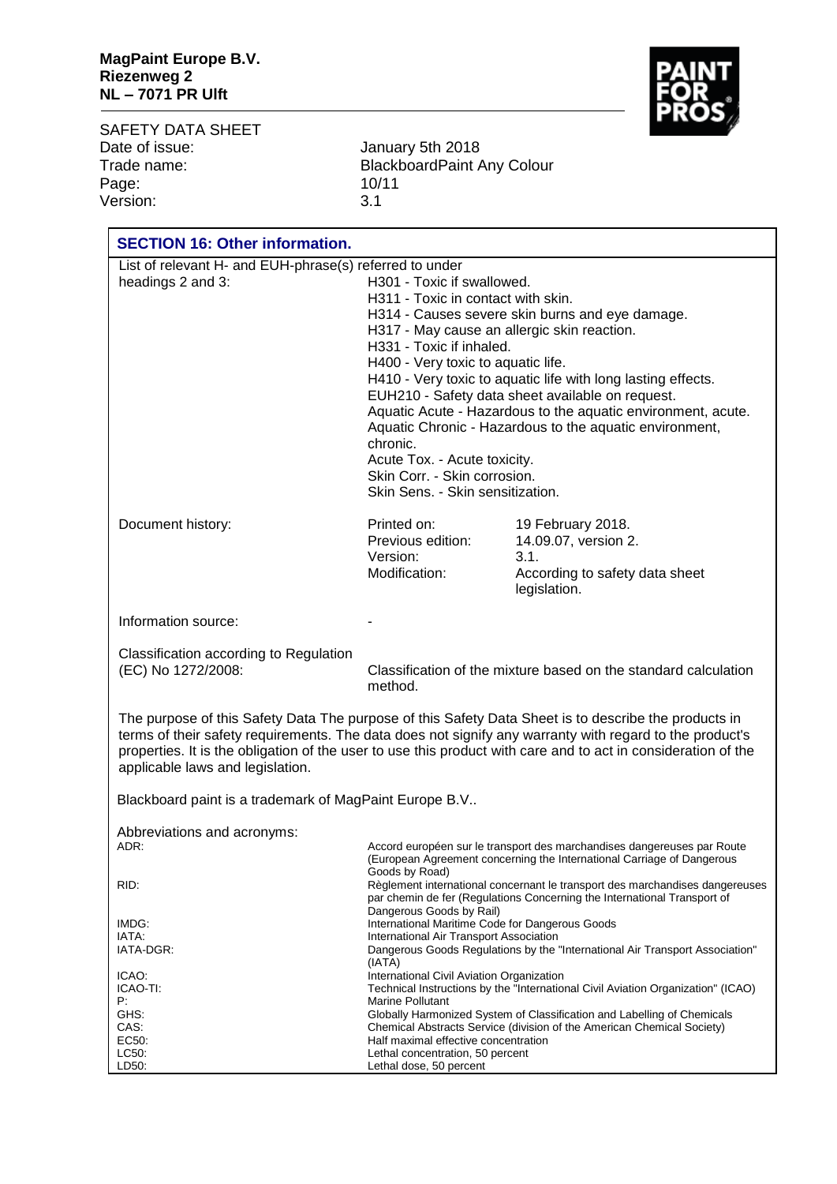**MagPaint Europe B.V.**
**Riezenweg 2**
**NL – 7071 PR Ulft**

SAFETY DATA SHEET

| | |
|---|---|
| Date of issue: | January 5th 2018 |
| Trade name: | BlackboardPaint Any Colour |
| Page: | 10/11 |
| Version: | 3.1 |

## SECTION 16: Other information.

List of relevant H- and EUH-phrase(s) referred to under headings 2 and 3:

- H301 - Toxic if swallowed.
- H311 - Toxic in contact with skin.
- H314 - Causes severe skin burns and eye damage.
- H317 - May cause an allergic skin reaction.
- H331 - Toxic if inhaled.
- H400 - Very toxic to aquatic life.
- H410 - Very toxic to aquatic life with long lasting effects.
- EUH210 - Safety data sheet available on request.
- Aquatic Acute - Hazardous to the aquatic environment, acute.
- Aquatic Chronic - Hazardous to the aquatic environment, chronic.
- Acute Tox. - Acute toxicity.
- Skin Corr. - Skin corrosion.
- Skin Sens. - Skin sensitization.

Document history:

| | |
|---|---|
| Printed on: | 19 February 2018. |
| Previous edition: | 14.09.07, version 2. |
| Version: | 3.1. |
| Modification: | According to safety data sheet legislation. |

Information source: -

Classification according to Regulation (EC) No 1272/2008: Classification of the mixture based on the standard calculation method.

The purpose of this Safety Data The purpose of this Safety Data Sheet is to describe the products in terms of their safety requirements. The data does not signify any warranty with regard to the product's properties. It is the obligation of the user to use this product with care and to act in consideration of the applicable laws and legislation.

Blackboard paint is a trademark of MagPaint Europe B.V..

Abbreviations and acronyms:

| | |
|---|---|
| ADR: | Accord européen sur le transport des marchandises dangereuses par Route (European Agreement concerning the International Carriage of Dangerous Goods by Road) |
| RID: | Règlement international concernant le transport des marchandises dangereuses par chemin de fer (Regulations Concerning the International Transport of Dangerous Goods by Rail) |
| IMDG: | International Maritime Code for Dangerous Goods |
| IATA: | International Air Transport Association |
| IATA-DGR: | Dangerous Goods Regulations by the "International Air Transport Association" (IATA) |
| ICAO: | International Civil Aviation Organization |
| ICAO-TI: | Technical Instructions by the "International Civil Aviation Organization" (ICAO) |
| P: | Marine Pollutant |
| GHS: | Globally Harmonized System of Classification and Labelling of Chemicals |
| CAS: | Chemical Abstracts Service (division of the American Chemical Society) |
| EC50: | Half maximal effective concentration |
| LC50: | Lethal concentration, 50 percent |
| LD50: | Lethal dose, 50 percent |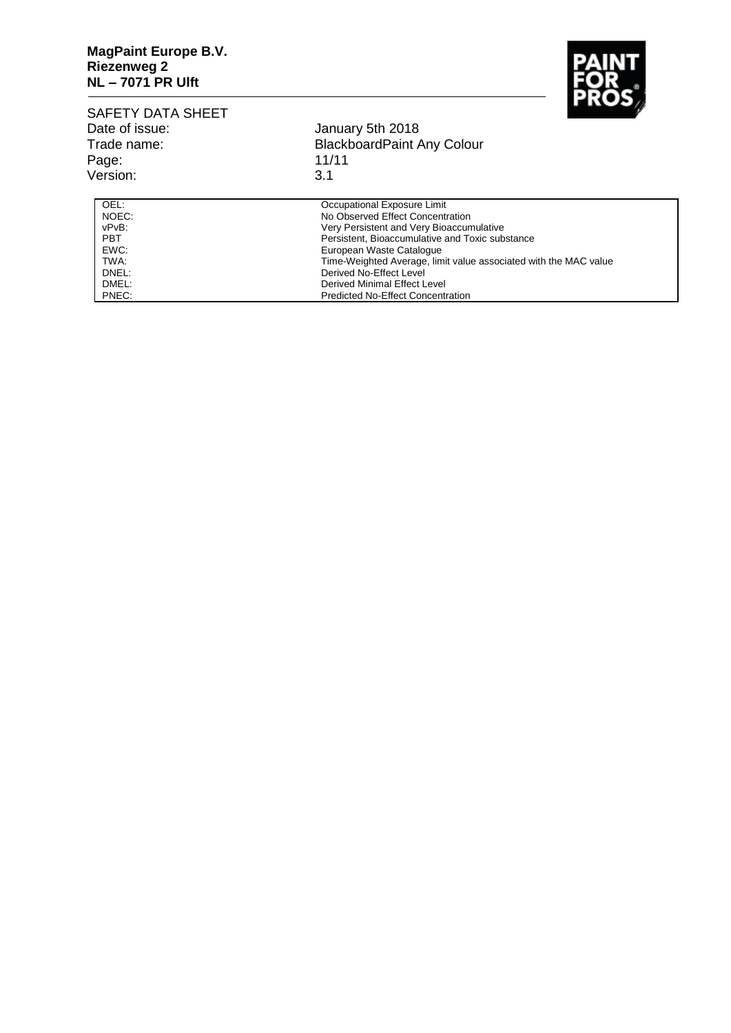| | |
|---|---|
| OEL: | Occupational Exposure Limit |
| NOEC: | No Observed Effect Concentration |
| vPvB: | Very Persistent and Very Bioaccumulative |
| PBT | Persistent, Bioaccumulative and Toxic substance |
| EWC: | European Waste Catalogue |
| TWA: | Time-Weighted Average, limit value associated with the MAC value |
| DNEL: | Derived No-Effect Level |
| DMEL: | Derived Minimal Effect Level |
| PNEC: | Predicted No-Effect Concentration |